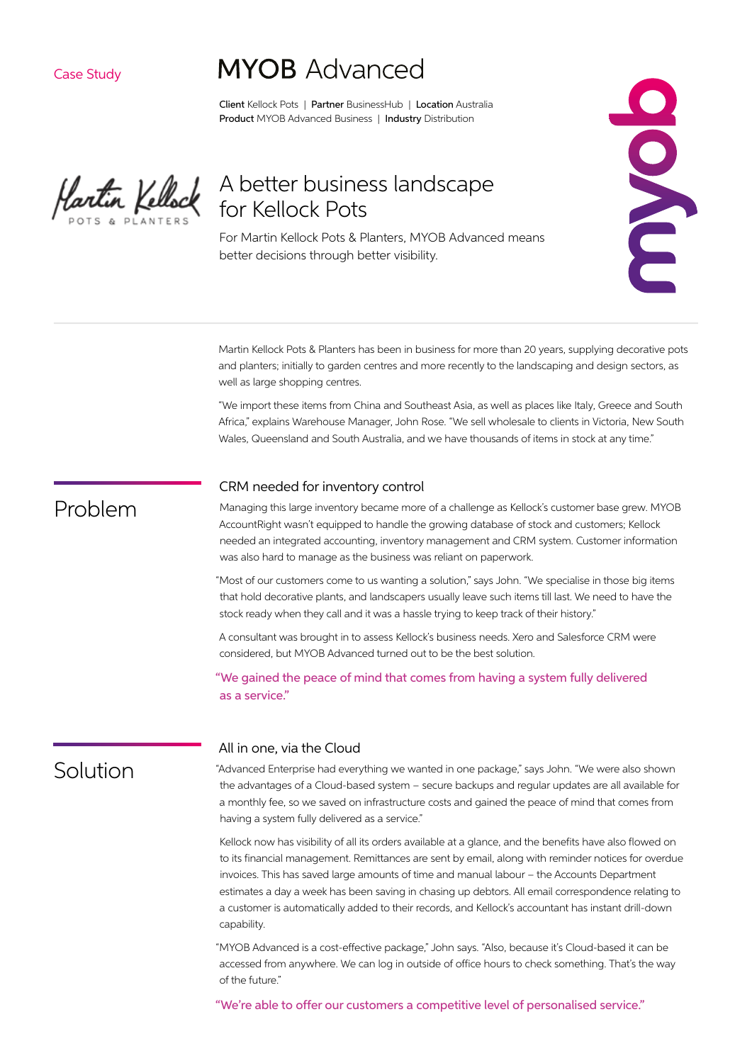Case Study

# MYOB Advanced

**Client** Kellock Pots | **Partner** BusinessHub | **Location** Australia
**Product** MYOB Advanced Business | **Industry** Distribution

Martin Kellock POTS & PLANTERS

## A better business landscape for Kellock Pots

For Martin Kellock Pots & Planters, MYOB Advanced means better decisions through better visibility.

Martin Kellock Pots & Planters has been in business for more than 20 years, supplying decorative pots and planters; initially to garden centres and more recently to the landscaping and design sectors, as well as large shopping centres.

"We import these items from China and Southeast Asia, as well as places like Italy, Greece and South Africa," explains Warehouse Manager, John Rose. "We sell wholesale to clients in Victoria, New South Wales, Queensland and South Australia, and we have thousands of items in stock at any time."

## Problem

### CRM needed for inventory control

Managing this large inventory became more of a challenge as Kellock's customer base grew. MYOB AccountRight wasn't equipped to handle the growing database of stock and customers; Kellock needed an integrated accounting, inventory management and CRM system. Customer information was also hard to manage as the business was reliant on paperwork.

"Most of our customers come to us wanting a solution," says John. "We specialise in those big items that hold decorative plants, and landscapers usually leave such items till last. We need to have the stock ready when they call and it was a hassle trying to keep track of their history."

A consultant was brought in to assess Kellock's business needs. Xero and Salesforce CRM were considered, but MYOB Advanced turned out to be the best solution.

"We gained the peace of mind that comes from having a system fully delivered as a service."

## Solution

### All in one, via the Cloud

"Advanced Enterprise had everything we wanted in one package," says John. "We were also shown the advantages of a Cloud-based system – secure backups and regular updates are all available for a monthly fee, so we saved on infrastructure costs and gained the peace of mind that comes from having a system fully delivered as a service."

Kellock now has visibility of all its orders available at a glance, and the benefits have also flowed on to its financial management. Remittances are sent by email, along with reminder notices for overdue invoices. This has saved large amounts of time and manual labour – the Accounts Department estimates a day a week has been saving in chasing up debtors. All email correspondence relating to a customer is automatically added to their records, and Kellock's accountant has instant drill-down capability.

"MYOB Advanced is a cost-effective package," John says. "Also, because it's Cloud-based it can be accessed from anywhere. We can log in outside of office hours to check something. That's the way of the future."

"We're able to offer our customers a competitive level of personalised service."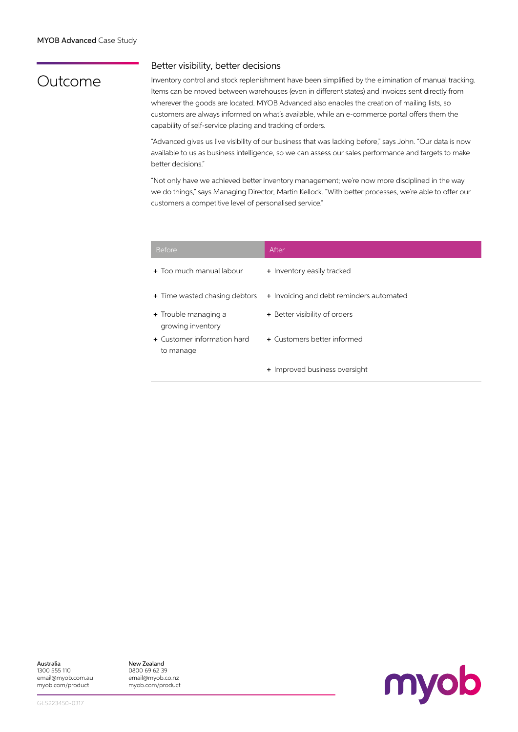# Outcome

## Better visibility, better decisions

Inventory control and stock replenishment have been simplified by the elimination of manual tracking. Items can be moved between warehouses (even in different states) and invoices sent directly from wherever the goods are located. MYOB Advanced also enables the creation of mailing lists, so customers are always informed on what's available, while an e-commerce portal offers them the capability of self-service placing and tracking of orders.

"Advanced gives us live visibility of our business that was lacking before," says John. "Our data is now available to us as business intelligence, so we can assess our sales performance and targets to make better decisions."

"Not only have we achieved better inventory management; we're now more disciplined in the way we do things," says Managing Director, Martin Kellock. "With better processes, we're able to offer our customers a competitive level of personalised service."

| Before | After |
|---|---|
| + Too much manual labour | + Inventory easily tracked |
| + Time wasted chasing debtors | + Invoicing and debt reminders automated |
| + Trouble managing a growing inventory | + Better visibility of orders |
| + Customer information hard to manage | + Customers better informed |
| | + Improved business oversight |

**Australia**
1300 555 110
email@myob.com.au
myob.com/product

**New Zealand**
0800 69 62 39
email@myob.co.nz
myob.com/product

GES223450-0317